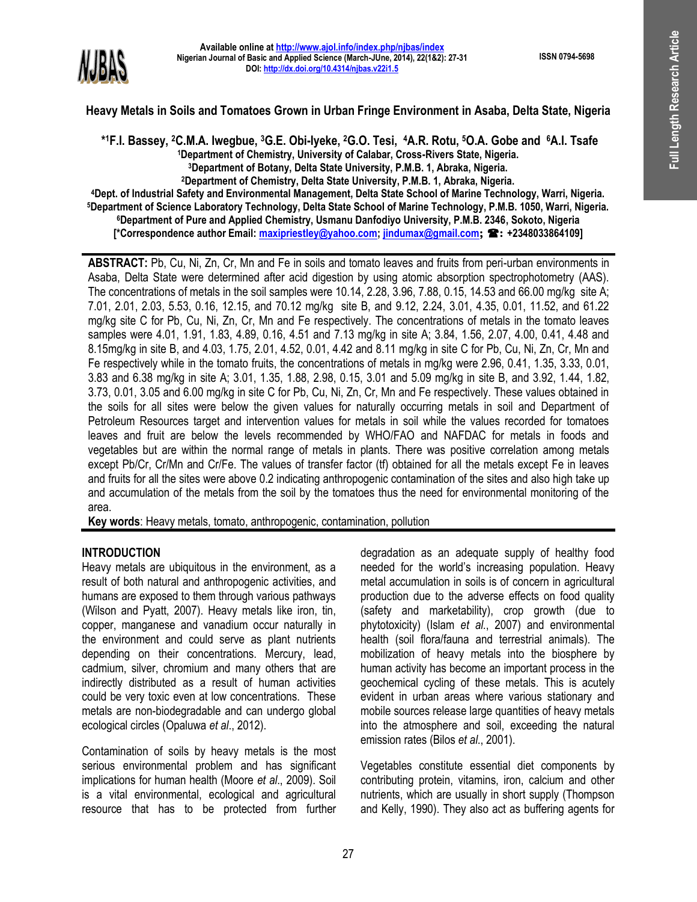# Heavy Metals in Soils and Tomatoes Grown in Urban Fringe Environment in Asaba, Delta State, Nigeria

**\*[1]F.I. Bassey, [2]C.M.A. Iwegbue, [3]G.E. Obi-Iyeke, [2]G.O. Tesi, [4]A.R. Rotu, [5]O.A. Gobe and [6]A.I. Tsafe**

[1]Department of Chemistry, University of Calabar, Cross-Rivers State, Nigeria.
[3]Department of Botany, Delta State University, P.M.B. 1, Abraka, Nigeria.
[2]Department of Chemistry, Delta State University, P.M.B. 1, Abraka, Nigeria.
[4]Dept. of Industrial Safety and Environmental Management, Delta State School of Marine Technology, Warri, Nigeria.
[5]Department of Science Laboratory Technology, Delta State School of Marine Technology, P.M.B. 1050, Warri, Nigeria.
[6]Department of Pure and Applied Chemistry, Usmanu Danfodiyo University, P.M.B. 2346, Sokoto, Nigeria
[\*Correspondence author Email: maxipriestley@yahoo.com; jindumax@gmail.com; ☎: +2348033864109]

**ABSTRACT:** Pb, Cu, Ni, Zn, Cr, Mn and Fe in soils and tomato leaves and fruits from peri-urban environments in Asaba, Delta State were determined after acid digestion by using atomic absorption spectrophotometry (AAS). The concentrations of metals in the soil samples were 10.14, 2.28, 3.96, 7.88, 0.15, 14.53 and 66.00 mg/kg site A; 7.01, 2.01, 2.03, 5.53, 0.16, 12.15, and 70.12 mg/kg site B, and 9.12, 2.24, 3.01, 4.35, 0.01, 11.52, and 61.22 mg/kg site C for Pb, Cu, Ni, Zn, Cr, Mn and Fe respectively. The concentrations of metals in the tomato leaves samples were 4.01, 1.91, 1.83, 4.89, 0.16, 4.51 and 7.13 mg/kg in site A; 3.84, 1.56, 2.07, 4.00, 0.41, 4.48 and 8.15mg/kg in site B, and 4.03, 1.75, 2.01, 4.52, 0.01, 4.42 and 8.11 mg/kg in site C for Pb, Cu, Ni, Zn, Cr, Mn and Fe respectively while in the tomato fruits, the concentrations of metals in mg/kg were 2.96, 0.41, 1.35, 3.33, 0.01, 3.83 and 6.38 mg/kg in site A; 3.01, 1.35, 1.88, 2.98, 0.15, 3.01 and 5.09 mg/kg in site B, and 3.92, 1.44, 1.82, 3.73, 0.01, 3.05 and 6.00 mg/kg in site C for Pb, Cu, Ni, Zn, Cr, Mn and Fe respectively. These values obtained in the soils for all sites were below the given values for naturally occurring metals in soil and Department of Petroleum Resources target and intervention values for metals in soil while the values recorded for tomatoes leaves and fruit are below the levels recommended by WHO/FAO and NAFDAC for metals in foods and vegetables but are within the normal range of metals in plants. There was positive correlation among metals except Pb/Cr, Cr/Mn and Cr/Fe. The values of transfer factor (tf) obtained for all the metals except Fe in leaves and fruits for all the sites were above 0.2 indicating anthropogenic contamination of the sites and also high take up and accumulation of the metals from the soil by the tomatoes thus the need for environmental monitoring of the area.

**Key words**: Heavy metals, tomato, anthropogenic, contamination, pollution

## INTRODUCTION

Heavy metals are ubiquitous in the environment, as a result of both natural and anthropogenic activities, and humans are exposed to them through various pathways (Wilson and Pyatt, 2007). Heavy metals like iron, tin, copper, manganese and vanadium occur naturally in the environment and could serve as plant nutrients depending on their concentrations. Mercury, lead, cadmium, silver, chromium and many others that are indirectly distributed as a result of human activities could be very toxic even at low concentrations. These metals are non-biodegradable and can undergo global ecological circles (Opaluwa *et al*., 2012).

Contamination of soils by heavy metals is the most serious environmental problem and has significant implications for human health (Moore *et al*., 2009). Soil is a vital environmental, ecological and agricultural resource that has to be protected from further degradation as an adequate supply of healthy food needed for the world's increasing population. Heavy metal accumulation in soils is of concern in agricultural production due to the adverse effects on food quality (safety and marketability), crop growth (due to phytotoxicity) (Islam *et al*., 2007) and environmental health (soil flora/fauna and terrestrial animals). The mobilization of heavy metals into the biosphere by human activity has become an important process in the geochemical cycling of these metals. This is acutely evident in urban areas where various stationary and mobile sources release large quantities of heavy metals into the atmosphere and soil, exceeding the natural emission rates (Bilos *et al*., 2001).

Vegetables constitute essential diet components by contributing protein, vitamins, iron, calcium and other nutrients, which are usually in short supply (Thompson and Kelly, 1990). They also act as buffering agents for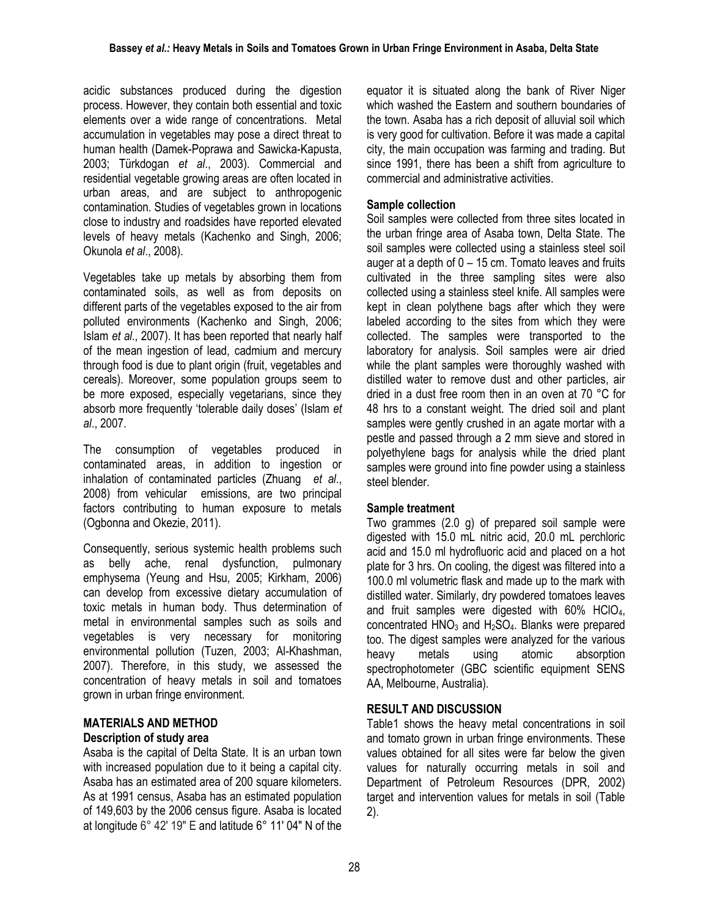acidic substances produced during the digestion process. However, they contain both essential and toxic elements over a wide range of concentrations. Metal accumulation in vegetables may pose a direct threat to human health (Damek-Poprawa and Sawicka-Kapusta, 2003; Türkdogan *et al*., 2003). Commercial and residential vegetable growing areas are often located in urban areas, and are subject to anthropogenic contamination. Studies of vegetables grown in locations close to industry and roadsides have reported elevated levels of heavy metals (Kachenko and Singh, 2006; Okunola *et al*., 2008).

Vegetables take up metals by absorbing them from contaminated soils, as well as from deposits on different parts of the vegetables exposed to the air from polluted environments (Kachenko and Singh, 2006; Islam *et al*., 2007). It has been reported that nearly half of the mean ingestion of lead, cadmium and mercury through food is due to plant origin (fruit, vegetables and cereals). Moreover, some population groups seem to be more exposed, especially vegetarians, since they absorb more frequently 'tolerable daily doses' (Islam *et al*., 2007.

The consumption of vegetables produced in contaminated areas, in addition to ingestion or inhalation of contaminated particles (Zhuang *et al*., 2008) from vehicular emissions, are two principal factors contributing to human exposure to metals (Ogbonna and Okezie, 2011).

Consequently, serious systemic health problems such as belly ache, renal dysfunction, pulmonary emphysema (Yeung and Hsu, 2005; Kirkham, 2006) can develop from excessive dietary accumulation of toxic metals in human body. Thus determination of metal in environmental samples such as soils and vegetables is very necessary for monitoring environmental pollution (Tuzen, 2003; Al-Khashman, 2007). Therefore, in this study, we assessed the concentration of heavy metals in soil and tomatoes grown in urban fringe environment.

## MATERIALS AND METHOD

### Description of study area

Asaba is the capital of Delta State. It is an urban town with increased population due to it being a capital city. Asaba has an estimated area of 200 square kilometers. As at 1991 census, Asaba has an estimated population of 149,603 by the 2006 census figure. Asaba is located at longitude 6° 42' 19" E and latitude 6° 11' 04" N of the equator it is situated along the bank of River Niger which washed the Eastern and southern boundaries of the town. Asaba has a rich deposit of alluvial soil which is very good for cultivation. Before it was made a capital city, the main occupation was farming and trading. But since 1991, there has been a shift from agriculture to commercial and administrative activities.

### Sample collection

Soil samples were collected from three sites located in the urban fringe area of Asaba town, Delta State. The soil samples were collected using a stainless steel soil auger at a depth of 0 – 15 cm. Tomato leaves and fruits cultivated in the three sampling sites were also collected using a stainless steel knife. All samples were kept in clean polythene bags after which they were labeled according to the sites from which they were collected. The samples were transported to the laboratory for analysis. Soil samples were air dried while the plant samples were thoroughly washed with distilled water to remove dust and other particles, air dried in a dust free room then in an oven at 70 °C for 48 hrs to a constant weight. The dried soil and plant samples were gently crushed in an agate mortar with a pestle and passed through a 2 mm sieve and stored in polyethylene bags for analysis while the dried plant samples were ground into fine powder using a stainless steel blender.

### Sample treatment

Two grammes (2.0 g) of prepared soil sample were digested with 15.0 mL nitric acid, 20.0 mL perchloric acid and 15.0 ml hydrofluoric acid and placed on a hot plate for 3 hrs. On cooling, the digest was filtered into a 100.0 ml volumetric flask and made up to the mark with distilled water. Similarly, dry powdered tomatoes leaves and fruit samples were digested with 60% $HClO_4$, concentrated $HNO_3$ and $H_2SO_4$. Blanks were prepared too. The digest samples were analyzed for the various heavy metals using atomic absorption spectrophotometer (GBC scientific equipment SENS AA, Melbourne, Australia).

## RESULT AND DISCUSSION

Table1 shows the heavy metal concentrations in soil and tomato grown in urban fringe environments. These values obtained for all sites were far below the given values for naturally occurring metals in soil and Department of Petroleum Resources (DPR, 2002) target and intervention values for metals in soil (Table 2).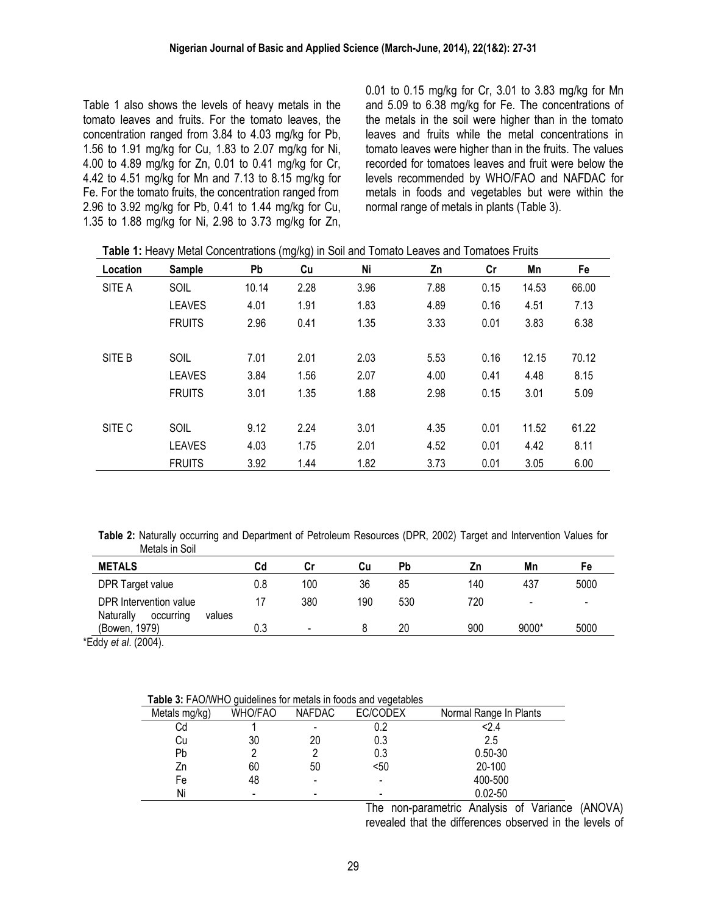Table 1 also shows the levels of heavy metals in the tomato leaves and fruits. For the tomato leaves, the concentration ranged from 3.84 to 4.03 mg/kg for Pb, 1.56 to 1.91 mg/kg for Cu, 1.83 to 2.07 mg/kg for Ni, 4.00 to 4.89 mg/kg for Zn, 0.01 to 0.41 mg/kg for Cr, 4.42 to 4.51 mg/kg for Mn and 7.13 to 8.15 mg/kg for Fe. For the tomato fruits, the concentration ranged from 2.96 to 3.92 mg/kg for Pb, 0.41 to 1.44 mg/kg for Cu, 1.35 to 1.88 mg/kg for Ni, 2.98 to 3.73 mg/kg for Zn, 0.01 to 0.15 mg/kg for Cr, 3.01 to 3.83 mg/kg for Mn and 5.09 to 6.38 mg/kg for Fe. The concentrations of the metals in the soil were higher than in the tomato leaves and fruits while the metal concentrations in tomato leaves were higher than in the fruits. The values recorded for tomatoes leaves and fruit were below the levels recommended by WHO/FAO and NAFDAC for metals in foods and vegetables but were within the normal range of metals in plants (Table 3).

**Table 1:** Heavy Metal Concentrations (mg/kg) in Soil and Tomato Leaves and Tomatoes Fruits

| Location | Sample | Pb | Cu | Ni | Zn | Cr | Mn | Fe |
|---|---|---|---|---|---|---|---|---|
| SITE A | SOIL | 10.14 | 2.28 | 3.96 | 7.88 | 0.15 | 14.53 | 66.00 |
| | LEAVES | 4.01 | 1.91 | 1.83 | 4.89 | 0.16 | 4.51 | 7.13 |
| | FRUITS | 2.96 | 0.41 | 1.35 | 3.33 | 0.01 | 3.83 | 6.38 |
| SITE B | SOIL | 7.01 | 2.01 | 2.03 | 5.53 | 0.16 | 12.15 | 70.12 |
| | LEAVES | 3.84 | 1.56 | 2.07 | 4.00 | 0.41 | 4.48 | 8.15 |
| | FRUITS | 3.01 | 1.35 | 1.88 | 2.98 | 0.15 | 3.01 | 5.09 |
| SITE C | SOIL | 9.12 | 2.24 | 3.01 | 4.35 | 0.01 | 11.52 | 61.22 |
| | LEAVES | 4.03 | 1.75 | 2.01 | 4.52 | 0.01 | 4.42 | 8.11 |
| | FRUITS | 3.92 | 1.44 | 1.82 | 3.73 | 0.01 | 3.05 | 6.00 |

**Table 2:** Naturally occurring and Department of Petroleum Resources (DPR, 2002) Target and Intervention Values for Metals in Soil

| METALS | Cd | Cr | Cu | Pb | Zn | Mn | Fe |
|---|---|---|---|---|---|---|---|
| DPR Target value | 0.8 | 100 | 36 | 85 | 140 | 437 | 5000 |
| DPR Intervention value | 17 | 380 | 190 | 530 | 720 | - | - |
| Naturally occurring values (Bowen, 1979) | 0.3 | - | 8 | 20 | 900 | 9000* | 5000 |

*Eddy *et al*. (2004).

**Table 3:** FAO/WHO guidelines for metals in foods and vegetables

| Metals mg/kg) | WHO/FAO | NAFDAC | EC/CODEX | Normal Range In Plants |
|---|---|---|---|---|
| Cd | 1 | - | 0.2 | <2.4 |
| Cu | 30 | 20 | 0.3 | 2.5 |
| Pb | 2 | 2 | 0.3 | 0.50-30 |
| Zn | 60 | 50 | <50 | 20-100 |
| Fe | 48 | - | - | 400-500 |
| Ni | - | - | - | 0.02-50 |

The non-parametric Analysis of Variance (ANOVA) revealed that the differences observed in the levels of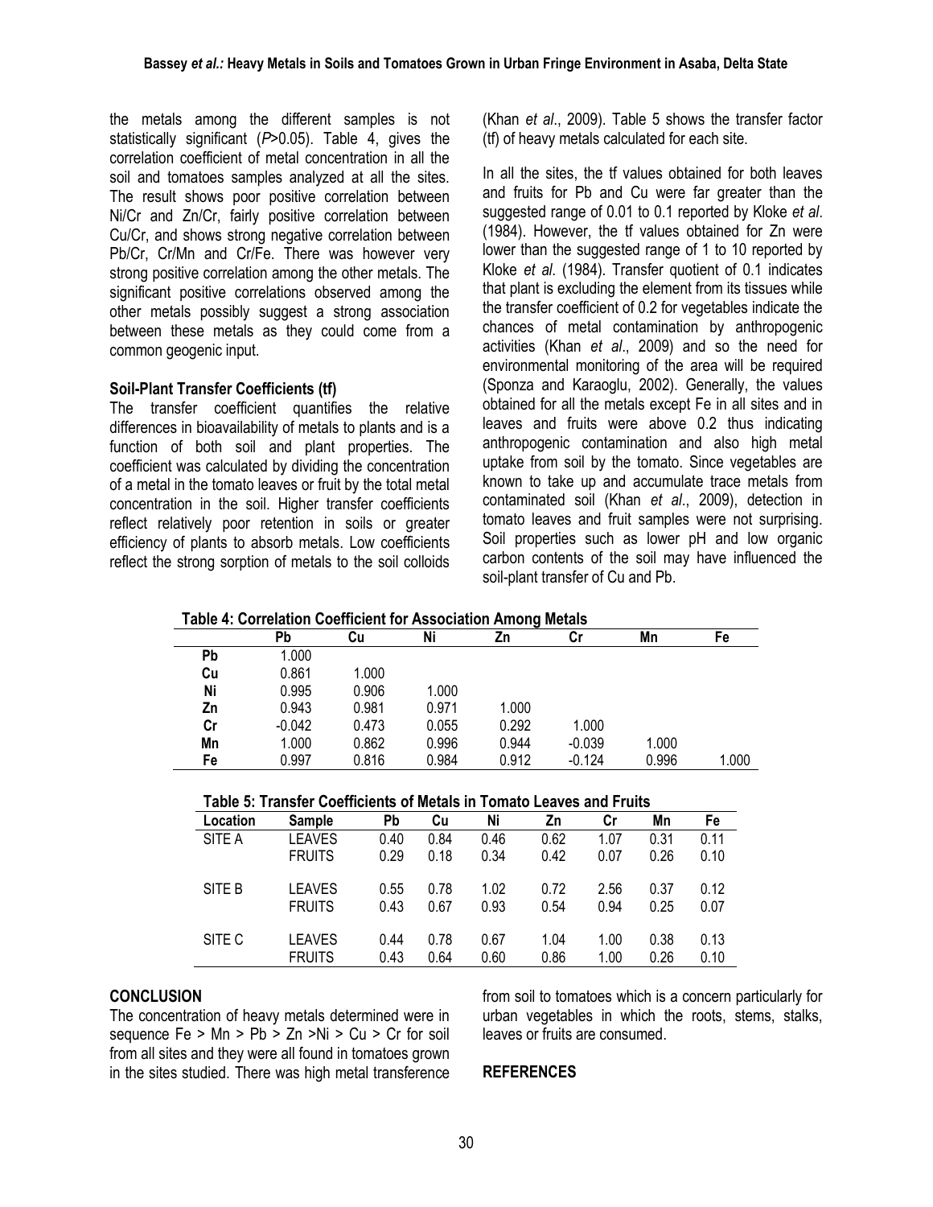the metals among the different samples is not statistically significant ($P>0.05$). Table 4, gives the correlation coefficient of metal concentration in all the soil and tomatoes samples analyzed at all the sites. The result shows poor positive correlation between Ni/Cr and Zn/Cr, fairly positive correlation between Cu/Cr, and shows strong negative correlation between Pb/Cr, Cr/Mn and Cr/Fe. There was however very strong positive correlation among the other metals. The significant positive correlations observed among the other metals possibly suggest a strong association between these metals as they could come from a common geogenic input.

### Soil-Plant Transfer Coefficients (tf)

The transfer coefficient quantifies the relative differences in bioavailability of metals to plants and is a function of both soil and plant properties. The coefficient was calculated by dividing the concentration of a metal in the tomato leaves or fruit by the total metal concentration in the soil. Higher transfer coefficients reflect relatively poor retention in soils or greater efficiency of plants to absorb metals. Low coefficients reflect the strong sorption of metals to the soil colloids (Khan *et al*., 2009). Table 5 shows the transfer factor (tf) of heavy metals calculated for each site.

In all the sites, the tf values obtained for both leaves and fruits for Pb and Cu were far greater than the suggested range of 0.01 to 0.1 reported by Kloke *et al*. (1984). However, the tf values obtained for Zn were lower than the suggested range of 1 to 10 reported by Kloke *et al*. (1984). Transfer quotient of 0.1 indicates that plant is excluding the element from its tissues while the transfer coefficient of 0.2 for vegetables indicate the chances of metal contamination by anthropogenic activities (Khan *et al*., 2009) and so the need for environmental monitoring of the area will be required (Sponza and Karaoglu, 2002). Generally, the values obtained for all the metals except Fe in all sites and in leaves and fruits were above 0.2 thus indicating anthropogenic contamination and also high metal uptake from soil by the tomato. Since vegetables are known to take up and accumulate trace metals from contaminated soil (Khan *et al*., 2009), detection in tomato leaves and fruit samples were not surprising. Soil properties such as lower pH and low organic carbon contents of the soil may have influenced the soil-plant transfer of Cu and Pb.

**Table 4: Correlation Coefficient for Association Among Metals**

| | Pb | Cu | Ni | Zn | Cr | Mn | Fe |
|---|---|---|---|---|---|---|---|
| **Pb** | 1.000 | | | | | | |
| **Cu** | 0.861 | 1.000 | | | | | |
| **Ni** | 0.995 | 0.906 | 1.000 | | | | |
| **Zn** | 0.943 | 0.981 | 0.971 | 1.000 | | | |
| **Cr** | -0.042 | 0.473 | 0.055 | 0.292 | 1.000 | | |
| **Mn** | 1.000 | 0.862 | 0.996 | 0.944 | -0.039 | 1.000 | |
| **Fe** | 0.997 | 0.816 | 0.984 | 0.912 | -0.124 | 0.996 | 1.000 |

**Table 5: Transfer Coefficients of Metals in Tomato Leaves and Fruits**

| Location | Sample | Pb | Cu | Ni | Zn | Cr | Mn | Fe |
|---|---|---|---|---|---|---|---|---|
| SITE A | LEAVES | 0.40 | 0.84 | 0.46 | 0.62 | 1.07 | 0.31 | 0.11 |
| | FRUITS | 0.29 | 0.18 | 0.34 | 0.42 | 0.07 | 0.26 | 0.10 |
| SITE B | LEAVES | 0.55 | 0.78 | 1.02 | 0.72 | 2.56 | 0.37 | 0.12 |
| | FRUITS | 0.43 | 0.67 | 0.93 | 0.54 | 0.94 | 0.25 | 0.07 |
| SITE C | LEAVES | 0.44 | 0.78 | 0.67 | 1.04 | 1.00 | 0.38 | 0.13 |
| | FRUITS | 0.43 | 0.64 | 0.60 | 0.86 | 1.00 | 0.26 | 0.10 |

## CONCLUSION

The concentration of heavy metals determined were in sequence Fe > Mn > Pb > Zn >Ni > Cu > Cr for soil from all sites and they were all found in tomatoes grown in the sites studied. There was high metal transference from soil to tomatoes which is a concern particularly for urban vegetables in which the roots, stems, stalks, leaves or fruits are consumed.

## REFERENCES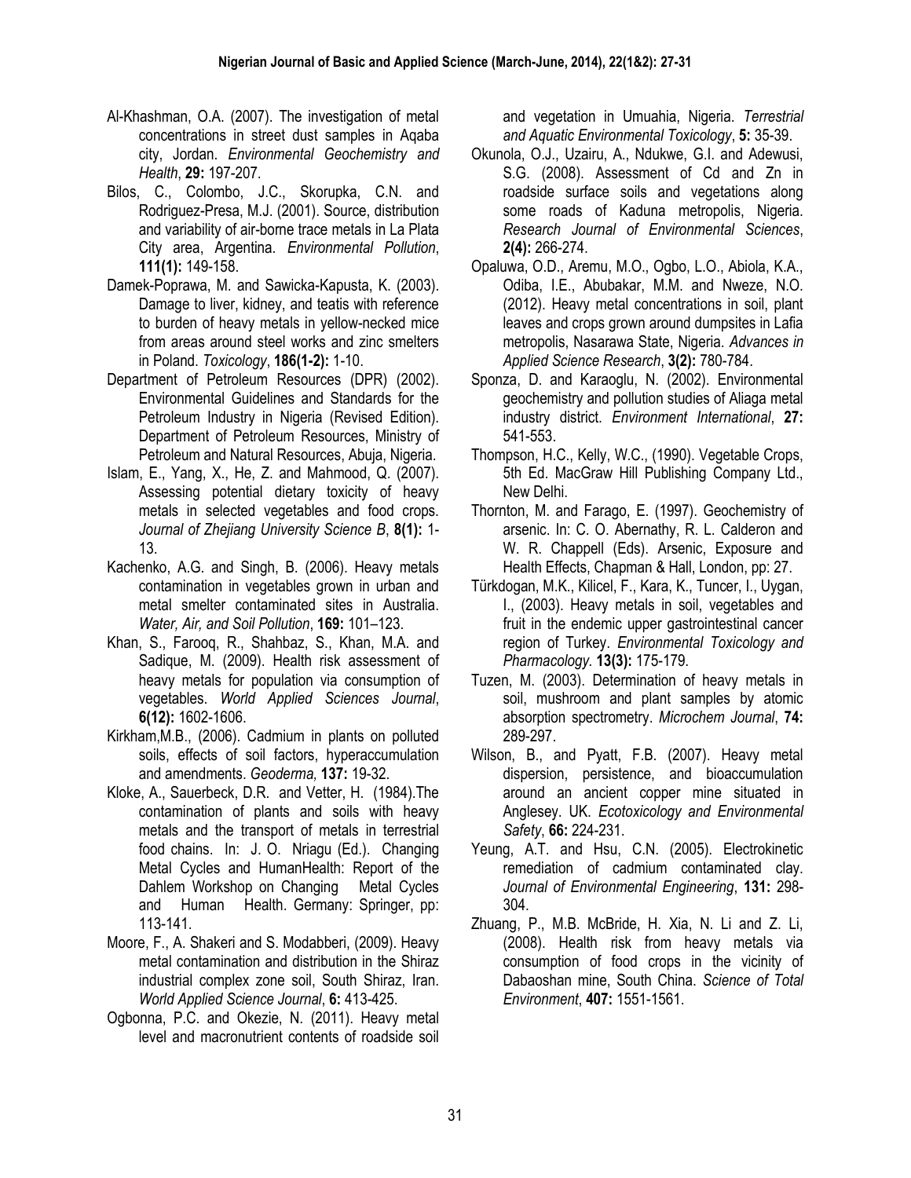Al-Khashman, O.A. (2007). The investigation of metal concentrations in street dust samples in Aqaba city, Jordan. *Environmental Geochemistry and Health*, **29:** 197-207.

Bilos, C., Colombo, J.C., Skorupka, C.N. and Rodriguez-Presa, M.J. (2001). Source, distribution and variability of air-borne trace metals in La Plata City area, Argentina. *Environmental Pollution*, **111(1):** 149-158.

Damek-Poprawa, M. and Sawicka-Kapusta, K. (2003). Damage to liver, kidney, and teatis with reference to burden of heavy metals in yellow-necked mice from areas around steel works and zinc smelters in Poland. *Toxicology*, **186(1-2):** 1-10.

Department of Petroleum Resources (DPR) (2002). Environmental Guidelines and Standards for the Petroleum Industry in Nigeria (Revised Edition). Department of Petroleum Resources, Ministry of Petroleum and Natural Resources, Abuja, Nigeria.

Islam, E., Yang, X., He, Z. and Mahmood, Q. (2007). Assessing potential dietary toxicity of heavy metals in selected vegetables and food crops. *Journal of Zhejiang University Science B*, **8(1):** 1-13.

Kachenko, A.G. and Singh, B. (2006). Heavy metals contamination in vegetables grown in urban and metal smelter contaminated sites in Australia. *Water, Air, and Soil Pollution*, **169:** 101–123.

Khan, S., Farooq, R., Shahbaz, S., Khan, M.A. and Sadique, M. (2009). Health risk assessment of heavy metals for population via consumption of vegetables. *World Applied Sciences Journal*, **6(12):** 1602-1606.

Kirkham,M.B., (2006). Cadmium in plants on polluted soils, effects of soil factors, hyperaccumulation and amendments. *Geoderma,* **137:** 19-32.

Kloke, A., Sauerbeck, D.R. and Vetter, H. (1984).The contamination of plants and soils with heavy metals and the transport of metals in terrestrial food chains. In: J. O. Nriagu (Ed.). Changing Metal Cycles and HumanHealth: Report of the Dahlem Workshop on Changing Metal Cycles and Human Health. Germany: Springer, pp: 113-141.

Moore, F., A. Shakeri and S. Modabberi, (2009). Heavy metal contamination and distribution in the Shiraz industrial complex zone soil, South Shiraz, Iran. *World Applied Science Journal*, **6:** 413-425.

Ogbonna, P.C. and Okezie, N. (2011). Heavy metal level and macronutrient contents of roadside soil and vegetation in Umuahia, Nigeria. *Terrestrial and Aquatic Environmental Toxicology*, **5:** 35-39.

Okunola, O.J., Uzairu, A., Ndukwe, G.I. and Adewusi, S.G. (2008). Assessment of Cd and Zn in roadside surface soils and vegetations along some roads of Kaduna metropolis, Nigeria. *Research Journal of Environmental Sciences*, **2(4):** 266-274.

Opaluwa, O.D., Aremu, M.O., Ogbo, L.O., Abiola, K.A., Odiba, I.E., Abubakar, M.M. and Nweze, N.O. (2012). Heavy metal concentrations in soil, plant leaves and crops grown around dumpsites in Lafia metropolis, Nasarawa State, Nigeria. *Advances in Applied Science Research*, **3(2):** 780-784.

Sponza, D. and Karaoglu, N. (2002). Environmental geochemistry and pollution studies of Aliaga metal industry district. *Environment International*, **27:** 541-553.

Thompson, H.C., Kelly, W.C., (1990). Vegetable Crops, 5th Ed. MacGraw Hill Publishing Company Ltd., New Delhi.

Thornton, M. and Farago, E. (1997). Geochemistry of arsenic. In: C. O. Abernathy, R. L. Calderon and W. R. Chappell (Eds). Arsenic, Exposure and Health Effects, Chapman & Hall, London, pp: 27.

Türkdogan, M.K., Kilicel, F., Kara, K., Tuncer, I., Uygan, I., (2003). Heavy metals in soil, vegetables and fruit in the endemic upper gastrointestinal cancer region of Turkey. *Environmental Toxicology and Pharmacology.* **13(3):** 175-179.

Tuzen, M. (2003). Determination of heavy metals in soil, mushroom and plant samples by atomic absorption spectrometry. *Microchem Journal*, **74:** 289-297.

Wilson, B., and Pyatt, F.B. (2007). Heavy metal dispersion, persistence, and bioaccumulation around an ancient copper mine situated in Anglesey. UK. *Ecotoxicology and Environmental Safety*, **66:** 224-231.

Yeung, A.T. and Hsu, C.N. (2005). Electrokinetic remediation of cadmium contaminated clay. *Journal of Environmental Engineering*, **131:** 298-304.

Zhuang, P., M.B. McBride, H. Xia, N. Li and Z. Li, (2008). Health risk from heavy metals via consumption of food crops in the vicinity of Dabaoshan mine, South China. *Science of Total Environment*, **407:** 1551-1561.